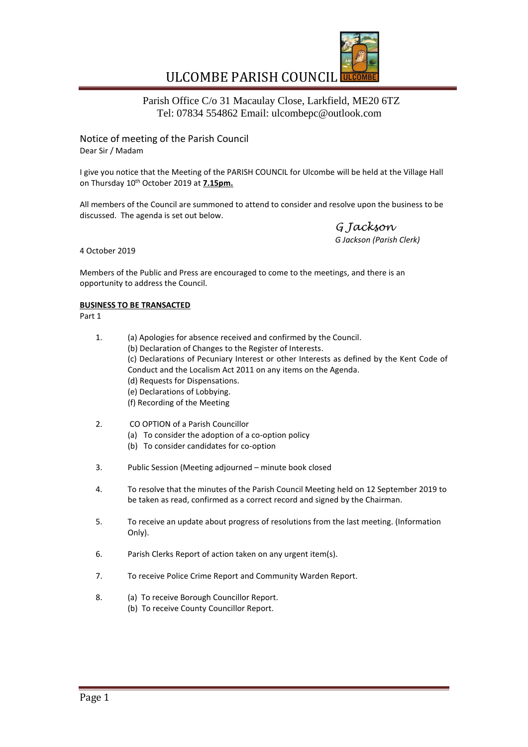# ULCOMBE PARISH COUNCIL

Parish Office C/o 31 Macaulay Close, Larkfield, ME20 6TZ
Tel: 07834 554862 Email: ulcombepc@outlook.com

## Notice of meeting of the Parish Council

Dear Sir / Madam

I give you notice that the Meeting of the PARISH COUNCIL for Ulcombe will be held at the Village Hall on Thursday 10th October 2019 at **7.15pm.**

All members of the Council are summoned to attend to consider and resolve upon the business to be discussed. The agenda is set out below.

*G Jackson*
*G Jackson (Parish Clerk)*

4 October 2019

Members of the Public and Press are encouraged to come to the meetings, and there is an opportunity to address the Council.

**BUSINESS TO BE TRANSACTED**

Part 1

1. (a) Apologies for absence received and confirmed by the Council.
   (b) Declaration of Changes to the Register of Interests.
   (c) Declarations of Pecuniary Interest or other Interests as defined by the Kent Code of Conduct and the Localism Act 2011 on any items on the Agenda.
   (d) Requests for Dispensations.
   (e) Declarations of Lobbying.
   (f) Recording of the Meeting

2. CO OPTION of a Parish Councillor
   (a) To consider the adoption of a co-option policy
   (b) To consider candidates for co-option

3. Public Session (Meeting adjourned – minute book closed

4. To resolve that the minutes of the Parish Council Meeting held on 12 September 2019 to be taken as read, confirmed as a correct record and signed by the Chairman.

5. To receive an update about progress of resolutions from the last meeting. (Information Only).

6. Parish Clerks Report of action taken on any urgent item(s).

7. To receive Police Crime Report and Community Warden Report.

8. (a) To receive Borough Councillor Report.
   (b) To receive County Councillor Report.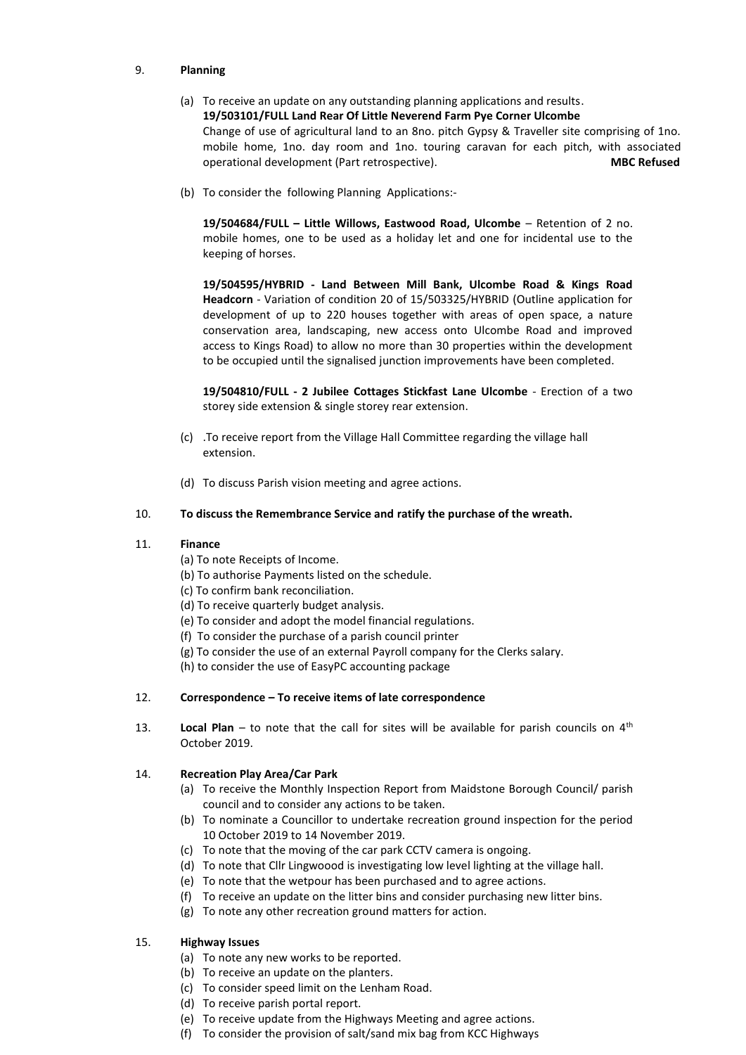9. **Planning**

   (a) To receive an update on any outstanding planning applications and results.
   **19/503101/FULL Land Rear Of Little Neverend Farm Pye Corner Ulcombe**
   Change of use of agricultural land to an 8no. pitch Gypsy & Traveller site comprising of 1no. mobile home, 1no. day room and 1no. touring caravan for each pitch, with associated operational development (Part retrospective). **MBC Refused**

   (b) To consider the following Planning Applications:-

   **19/504684/FULL – Little Willows, Eastwood Road, Ulcombe** – Retention of 2 no. mobile homes, one to be used as a holiday let and one for incidental use to the keeping of horses.

   **19/504595/HYBRID - Land Between Mill Bank, Ulcombe Road & Kings Road Headcorn** - Variation of condition 20 of 15/503325/HYBRID (Outline application for development of up to 220 houses together with areas of open space, a nature conservation area, landscaping, new access onto Ulcombe Road and improved access to Kings Road) to allow no more than 30 properties within the development to be occupied until the signalised junction improvements have been completed.

   **19/504810/FULL - 2 Jubilee Cottages Stickfast Lane Ulcombe** - Erection of a two storey side extension & single storey rear extension.

   (c) .To receive report from the Village Hall Committee regarding the village hall extension.

   (d) To discuss Parish vision meeting and agree actions.

10. **To discuss the Remembrance Service and ratify the purchase of the wreath.**

11. **Finance**
   (a) To note Receipts of Income.
   (b) To authorise Payments listed on the schedule.
   (c) To confirm bank reconciliation.
   (d) To receive quarterly budget analysis.
   (e) To consider and adopt the model financial regulations.
   (f) To consider the purchase of a parish council printer
   (g) To consider the use of an external Payroll company for the Clerks salary.
   (h) to consider the use of EasyPC accounting package

12. **Correspondence – To receive items of late correspondence**

13. **Local Plan** – to note that the call for sites will be available for parish councils on 4th October 2019.

14. **Recreation Play Area/Car Park**
   (a) To receive the Monthly Inspection Report from Maidstone Borough Council/ parish council and to consider any actions to be taken.
   (b) To nominate a Councillor to undertake recreation ground inspection for the period 10 October 2019 to 14 November 2019.
   (c) To note that the moving of the car park CCTV camera is ongoing.
   (d) To note that Cllr Lingwoood is investigating low level lighting at the village hall.
   (e) To note that the wetpour has been purchased and to agree actions.
   (f) To receive an update on the litter bins and consider purchasing new litter bins.
   (g) To note any other recreation ground matters for action.

15. **Highway Issues**
   (a) To note any new works to be reported.
   (b) To receive an update on the planters.
   (c) To consider speed limit on the Lenham Road.
   (d) To receive parish portal report.
   (e) To receive update from the Highways Meeting and agree actions.
   (f) To consider the provision of salt/sand mix bag from KCC Highways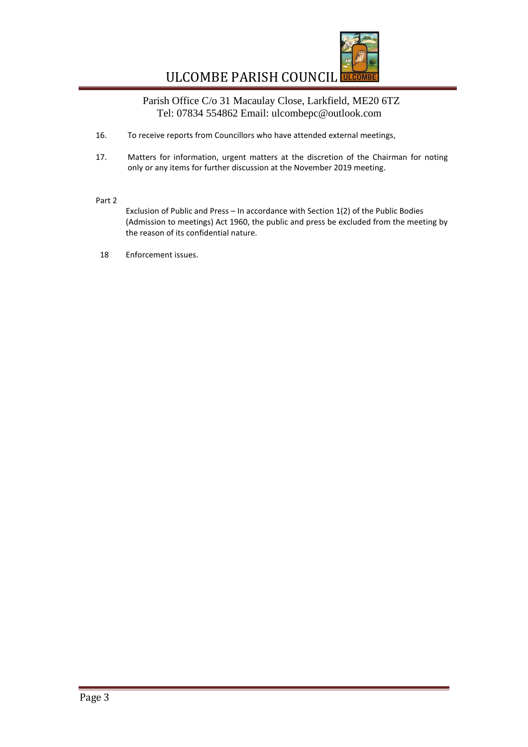16. To receive reports from Councillors who have attended external meetings,

17. Matters for information, urgent matters at the discretion of the Chairman for noting only or any items for further discussion at the November 2019 meeting.

Part 2

Exclusion of Public and Press – In accordance with Section 1(2) of the Public Bodies (Admission to meetings) Act 1960, the public and press be excluded from the meeting by the reason of its confidential nature.

18 Enforcement issues.